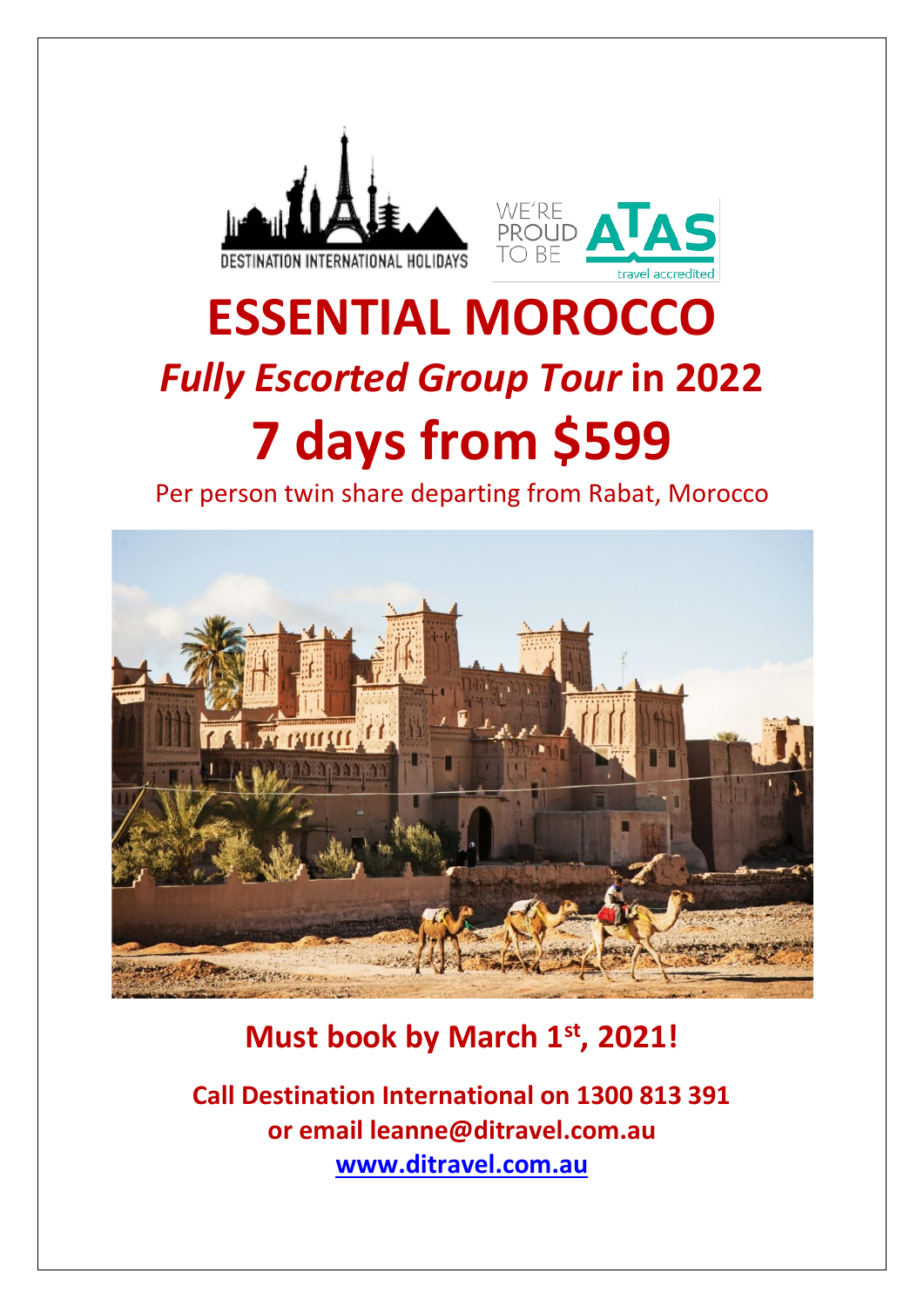DESTINATION INTERNATIONAL HOLIDAYS

WE'RE PROUD TO BE ATAS travel accredited

# ESSENTIAL MOROCCO

## *Fully Escorted Group Tour* in 2022

# 7 days from $599

Per person twin share departing from Rabat, Morocco

**Must book by March 1st, 2021!**

**Call Destination International on 1300 813 391**
**or email leanne@ditravel.com.au**
**www.ditravel.com.au**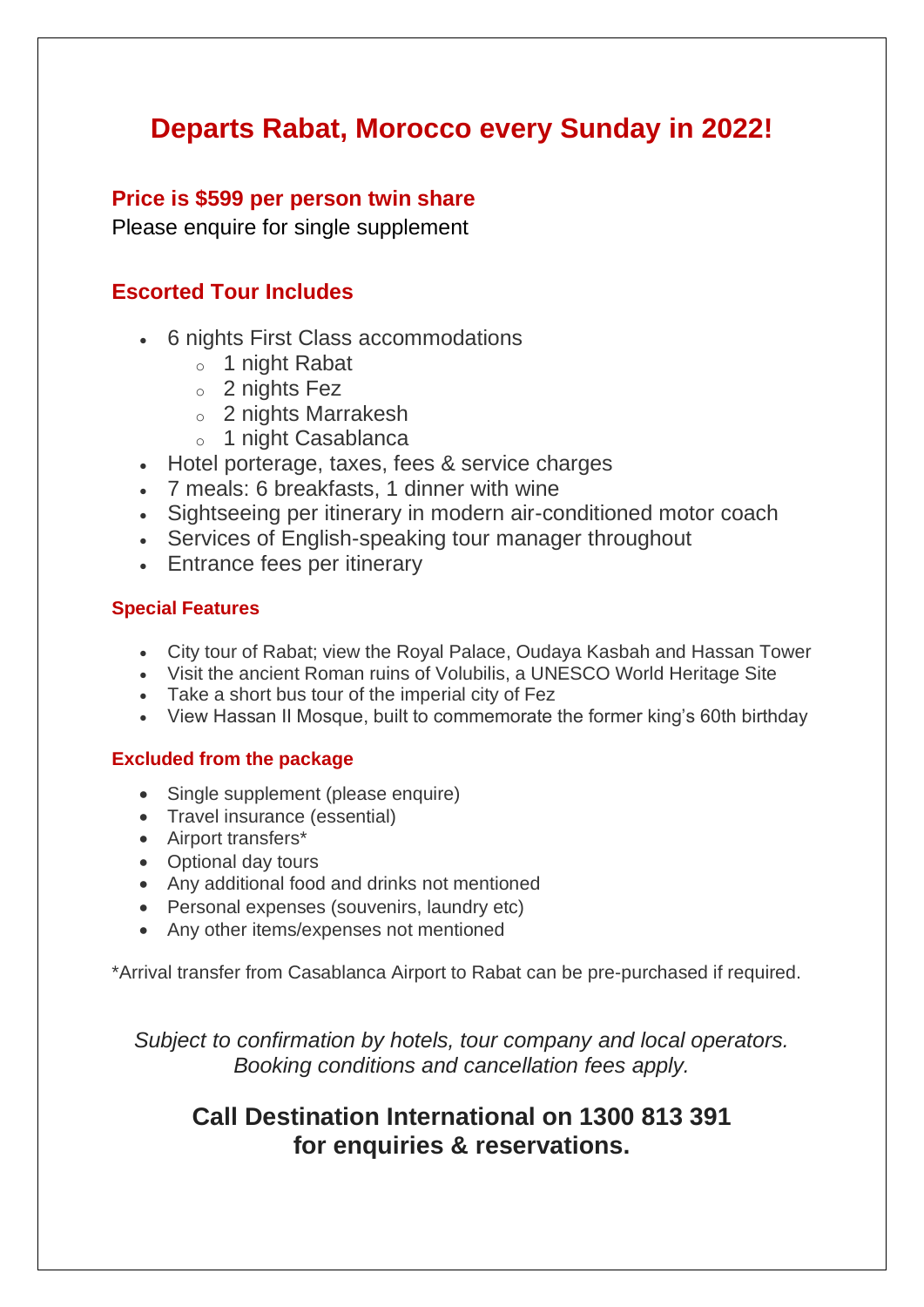# Departs Rabat, Morocco every Sunday in 2022!

## Price is $599 per person twin share

Please enquire for single supplement

## Escorted Tour Includes

- 6 nights First Class accommodations
  - 1 night Rabat
  - 2 nights Fez
  - 2 nights Marrakesh
  - 1 night Casablanca
- Hotel porterage, taxes, fees & service charges
- 7 meals: 6 breakfasts, 1 dinner with wine
- Sightseeing per itinerary in modern air-conditioned motor coach
- Services of English-speaking tour manager throughout
- Entrance fees per itinerary

### Special Features

- City tour of Rabat; view the Royal Palace, Oudaya Kasbah and Hassan Tower
- Visit the ancient Roman ruins of Volubilis, a UNESCO World Heritage Site
- Take a short bus tour of the imperial city of Fez
- View Hassan II Mosque, built to commemorate the former king's 60th birthday

### Excluded from the package

- Single supplement (please enquire)
- Travel insurance (essential)
- Airport transfers*
- Optional day tours
- Any additional food and drinks not mentioned
- Personal expenses (souvenirs, laundry etc)
- Any other items/expenses not mentioned

*Arrival transfer from Casablanca Airport to Rabat can be pre-purchased if required.

*Subject to confirmation by hotels, tour company and local operators. Booking conditions and cancellation fees apply.*

**Call Destination International on 1300 813 391 for enquiries & reservations.**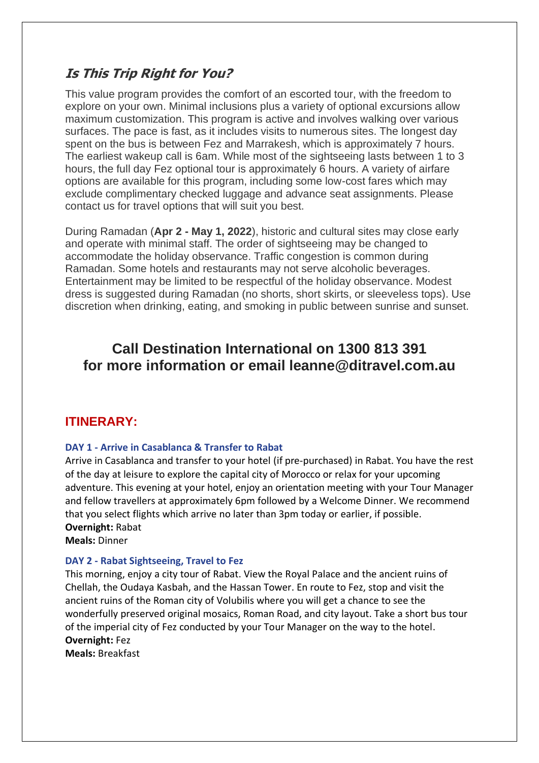## *Is This Trip Right for You?*

This value program provides the comfort of an escorted tour, with the freedom to explore on your own. Minimal inclusions plus a variety of optional excursions allow maximum customization. This program is active and involves walking over various surfaces. The pace is fast, as it includes visits to numerous sites. The longest day spent on the bus is between Fez and Marrakesh, which is approximately 7 hours. The earliest wakeup call is 6am. While most of the sightseeing lasts between 1 to 3 hours, the full day Fez optional tour is approximately 6 hours. A variety of airfare options are available for this program, including some low-cost fares which may exclude complimentary checked luggage and advance seat assignments. Please contact us for travel options that will suit you best.

During Ramadan (**Apr 2 - May 1, 2022**), historic and cultural sites may close early and operate with minimal staff. The order of sightseeing may be changed to accommodate the holiday observance. Traffic congestion is common during Ramadan. Some hotels and restaurants may not serve alcoholic beverages. Entertainment may be limited to be respectful of the holiday observance. Modest dress is suggested during Ramadan (no shorts, short skirts, or sleeveless tops). Use discretion when drinking, eating, and smoking in public between sunrise and sunset.

**Call Destination International on 1300 813 391 for more information or email leanne@ditravel.com.au**

## ITINERARY:

### DAY 1 - Arrive in Casablanca & Transfer to Rabat

Arrive in Casablanca and transfer to your hotel (if pre-purchased) in Rabat. You have the rest of the day at leisure to explore the capital city of Morocco or relax for your upcoming adventure. This evening at your hotel, enjoy an orientation meeting with your Tour Manager and fellow travellers at approximately 6pm followed by a Welcome Dinner. We recommend that you select flights which arrive no later than 3pm today or earlier, if possible.

**Overnight:** Rabat
**Meals:** Dinner

### DAY 2 - Rabat Sightseeing, Travel to Fez

This morning, enjoy a city tour of Rabat. View the Royal Palace and the ancient ruins of Chellah, the Oudaya Kasbah, and the Hassan Tower. En route to Fez, stop and visit the ancient ruins of the Roman city of Volubilis where you will get a chance to see the wonderfully preserved original mosaics, Roman Road, and city layout. Take a short bus tour of the imperial city of Fez conducted by your Tour Manager on the way to the hotel.

**Overnight:** Fez
**Meals:** Breakfast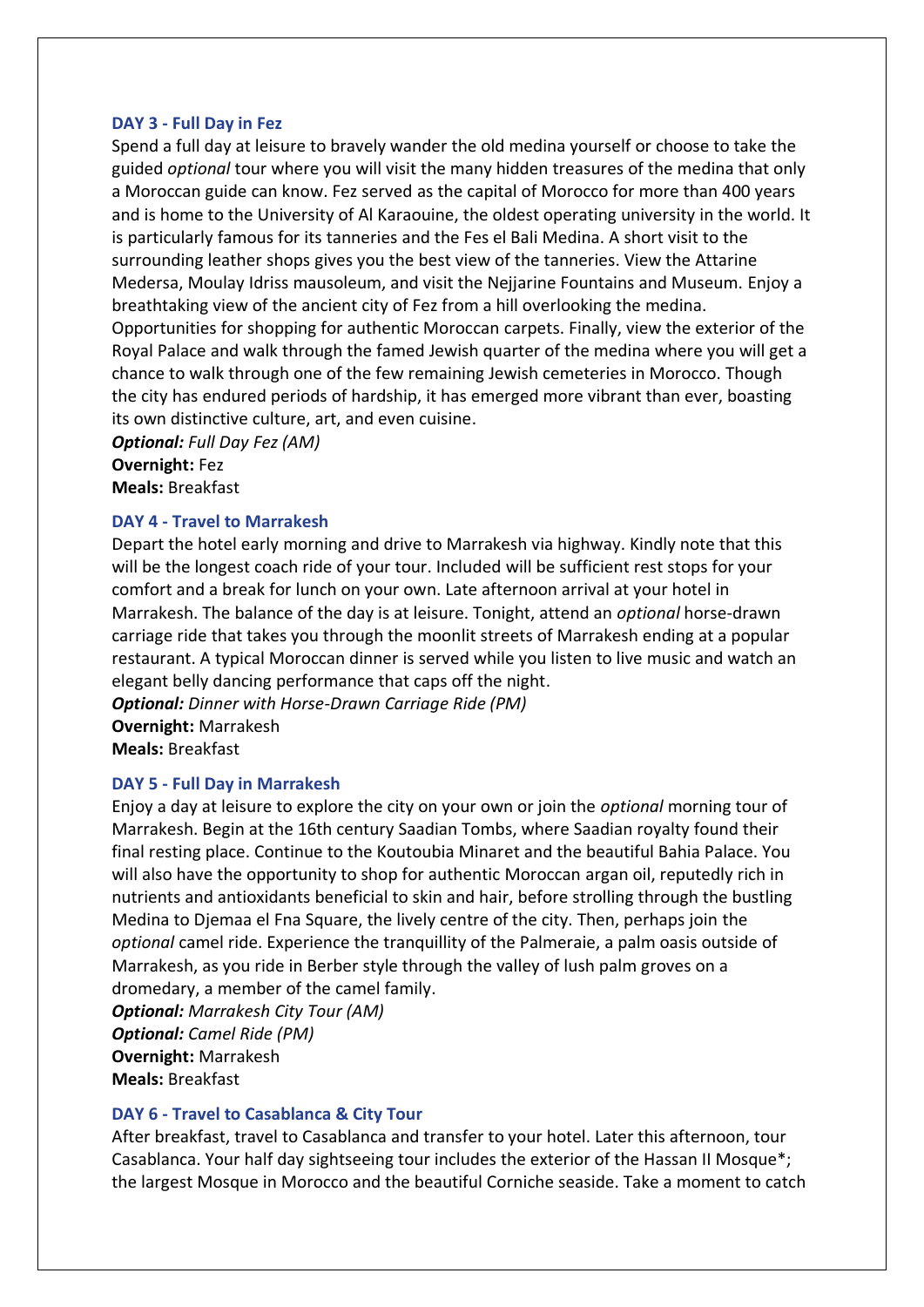### DAY 3 - Full Day in Fez

Spend a full day at leisure to bravely wander the old medina yourself or choose to take the guided *optional* tour where you will visit the many hidden treasures of the medina that only a Moroccan guide can know. Fez served as the capital of Morocco for more than 400 years and is home to the University of Al Karaouine, the oldest operating university in the world. It is particularly famous for its tanneries and the Fes el Bali Medina. A short visit to the surrounding leather shops gives you the best view of the tanneries. View the Attarine Medersa, Moulay Idriss mausoleum, and visit the Nejjarine Fountains and Museum. Enjoy a breathtaking view of the ancient city of Fez from a hill overlooking the medina. Opportunities for shopping for authentic Moroccan carpets. Finally, view the exterior of the Royal Palace and walk through the famed Jewish quarter of the medina where you will get a chance to walk through one of the few remaining Jewish cemeteries in Morocco. Though the city has endured periods of hardship, it has emerged more vibrant than ever, boasting its own distinctive culture, art, and even cuisine.

***Optional:*** *Full Day Fez (AM)*
**Overnight:** Fez
**Meals:** Breakfast

### DAY 4 - Travel to Marrakesh

Depart the hotel early morning and drive to Marrakesh via highway. Kindly note that this will be the longest coach ride of your tour. Included will be sufficient rest stops for your comfort and a break for lunch on your own. Late afternoon arrival at your hotel in Marrakesh. The balance of the day is at leisure. Tonight, attend an *optional* horse-drawn carriage ride that takes you through the moonlit streets of Marrakesh ending at a popular restaurant. A typical Moroccan dinner is served while you listen to live music and watch an elegant belly dancing performance that caps off the night.

***Optional:*** *Dinner with Horse-Drawn Carriage Ride (PM)*
**Overnight:** Marrakesh
**Meals:** Breakfast

### DAY 5 - Full Day in Marrakesh

Enjoy a day at leisure to explore the city on your own or join the *optional* morning tour of Marrakesh. Begin at the 16th century Saadian Tombs, where Saadian royalty found their final resting place. Continue to the Koutoubia Minaret and the beautiful Bahia Palace. You will also have the opportunity to shop for authentic Moroccan argan oil, reputedly rich in nutrients and antioxidants beneficial to skin and hair, before strolling through the bustling Medina to Djemaa el Fna Square, the lively centre of the city. Then, perhaps join the *optional* camel ride. Experience the tranquillity of the Palmeraie, a palm oasis outside of Marrakesh, as you ride in Berber style through the valley of lush palm groves on a dromedary, a member of the camel family.

***Optional:*** *Marrakesh City Tour (AM)*
***Optional:*** *Camel Ride (PM)*
**Overnight:** Marrakesh
**Meals:** Breakfast

### DAY 6 - Travel to Casablanca & City Tour

After breakfast, travel to Casablanca and transfer to your hotel. Later this afternoon, tour Casablanca. Your half day sightseeing tour includes the exterior of the Hassan II Mosque*; the largest Mosque in Morocco and the beautiful Corniche seaside. Take a moment to catch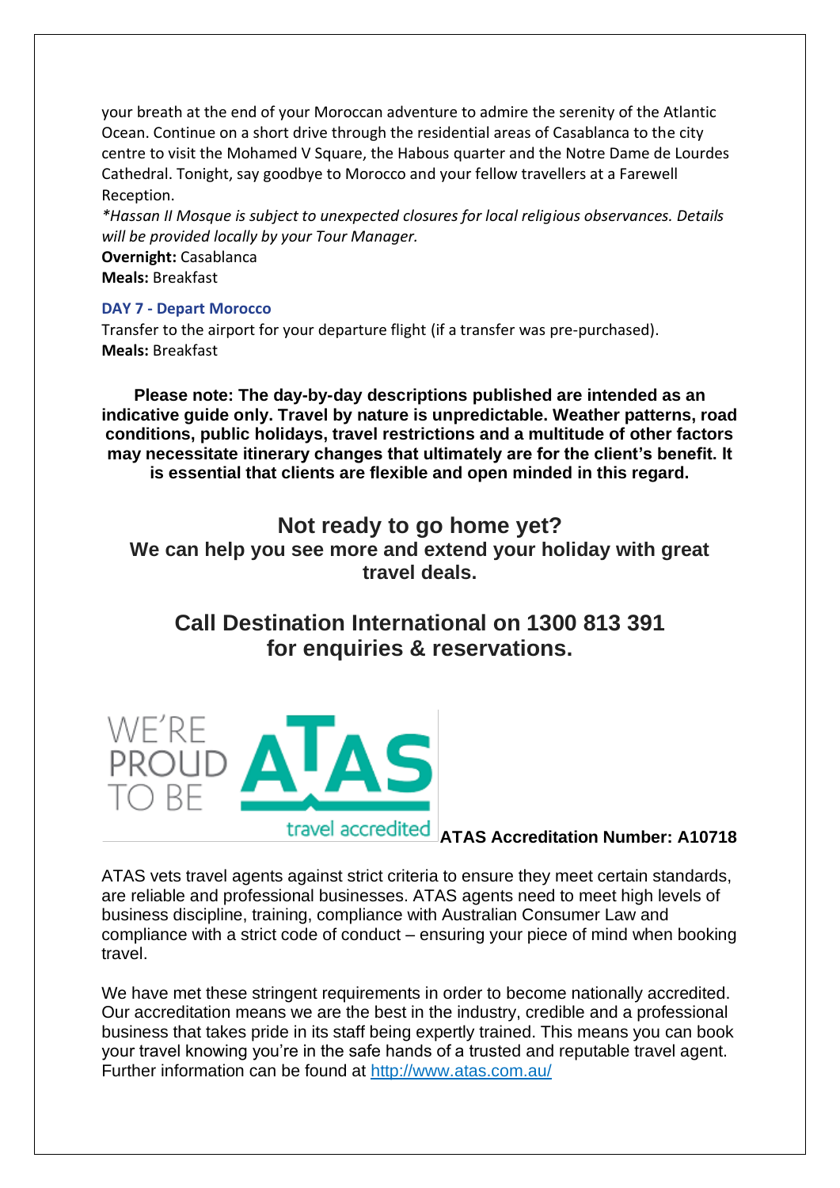your breath at the end of your Moroccan adventure to admire the serenity of the Atlantic Ocean. Continue on a short drive through the residential areas of Casablanca to the city centre to visit the Mohamed V Square, the Habous quarter and the Notre Dame de Lourdes Cathedral. Tonight, say goodbye to Morocco and your fellow travellers at a Farewell Reception.

*\*Hassan II Mosque is subject to unexpected closures for local religious observances. Details will be provided locally by your Tour Manager.*

**Overnight:** Casablanca
**Meals:** Breakfast

### DAY 7 - Depart Morocco

Transfer to the airport for your departure flight (if a transfer was pre-purchased).
**Meals:** Breakfast

**Please note: The day-by-day descriptions published are intended as an indicative guide only. Travel by nature is unpredictable. Weather patterns, road conditions, public holidays, travel restrictions and a multitude of other factors may necessitate itinerary changes that ultimately are for the client's benefit. It is essential that clients are flexible and open minded in this regard.**

## Not ready to go home yet?

**We can help you see more and extend your holiday with great travel deals.**

## Call Destination International on 1300 813 391 for enquiries & reservations.

WE'RE PROUD TO BE ATAS travel accredited **ATAS Accreditation Number: A10718**

ATAS vets travel agents against strict criteria to ensure they meet certain standards, are reliable and professional businesses. ATAS agents need to meet high levels of business discipline, training, compliance with Australian Consumer Law and compliance with a strict code of conduct – ensuring your piece of mind when booking travel.

We have met these stringent requirements in order to become nationally accredited. Our accreditation means we are the best in the industry, credible and a professional business that takes pride in its staff being expertly trained. This means you can book your travel knowing you're in the safe hands of a trusted and reputable travel agent. Further information can be found at http://www.atas.com.au/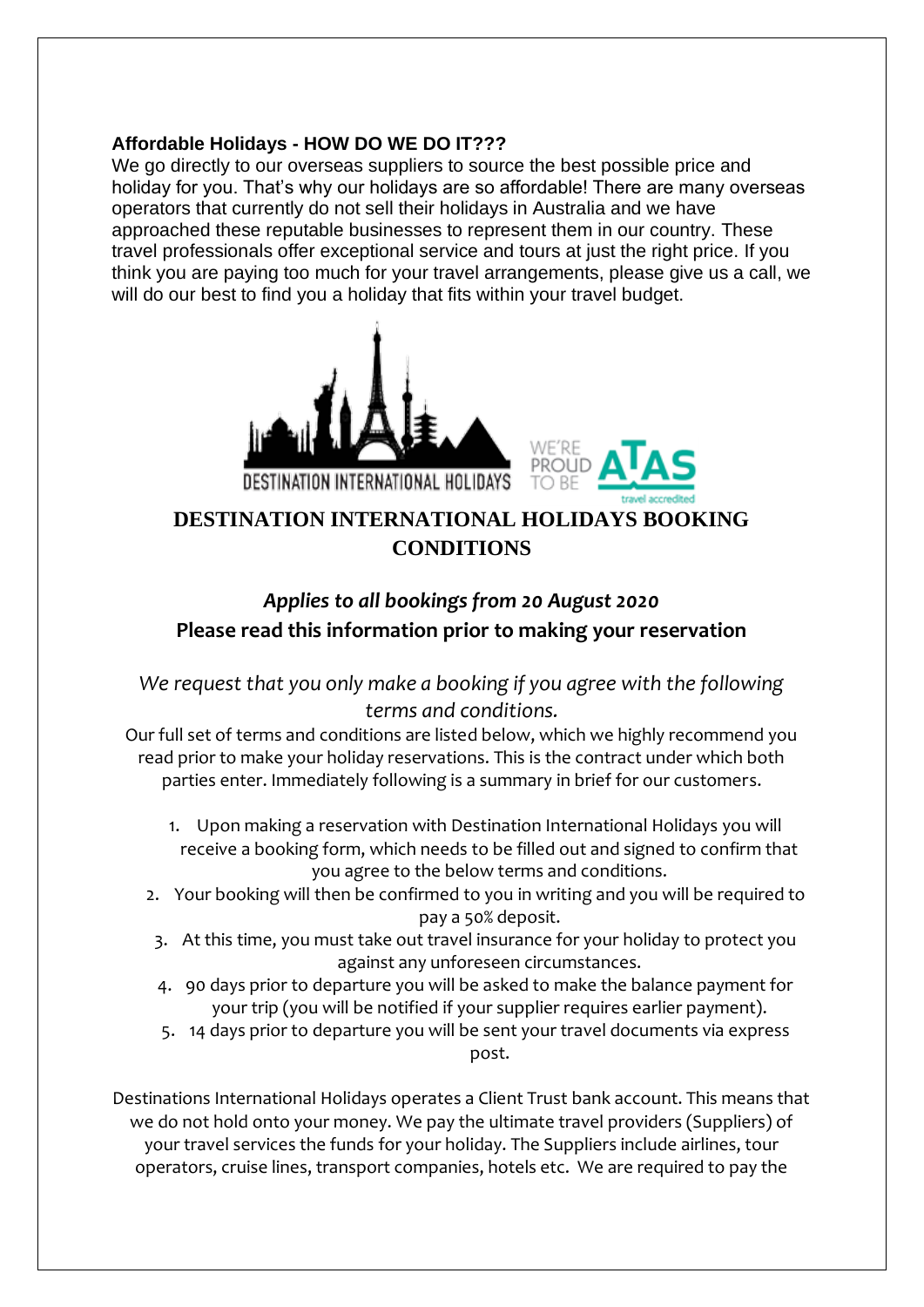**Affordable Holidays - HOW DO WE DO IT???**

We go directly to our overseas suppliers to source the best possible price and holiday for you. That's why our holidays are so affordable! There are many overseas operators that currently do not sell their holidays in Australia and we have approached these reputable businesses to represent them in our country. These travel professionals offer exceptional service and tours at just the right price. If you think you are paying too much for your travel arrangements, please give us a call, we will do our best to find you a holiday that fits within your travel budget.

# DESTINATION INTERNATIONAL HOLIDAYS BOOKING CONDITIONS

## *Applies to all bookings from 20 August 2020*

## Please read this information prior to making your reservation

*We request that you only make a booking if you agree with the following terms and conditions.*

Our full set of terms and conditions are listed below, which we highly recommend you read prior to make your holiday reservations. This is the contract under which both parties enter. Immediately following is a summary in brief for our customers.

1. Upon making a reservation with Destination International Holidays you will receive a booking form, which needs to be filled out and signed to confirm that you agree to the below terms and conditions.
2. Your booking will then be confirmed to you in writing and you will be required to pay a 50% deposit.
3. At this time, you must take out travel insurance for your holiday to protect you against any unforeseen circumstances.
4. 90 days prior to departure you will be asked to make the balance payment for your trip (you will be notified if your supplier requires earlier payment).
5. 14 days prior to departure you will be sent your travel documents via express post.

Destinations International Holidays operates a Client Trust bank account. This means that we do not hold onto your money. We pay the ultimate travel providers (Suppliers) of your travel services the funds for your holiday. The Suppliers include airlines, tour operators, cruise lines, transport companies, hotels etc. We are required to pay the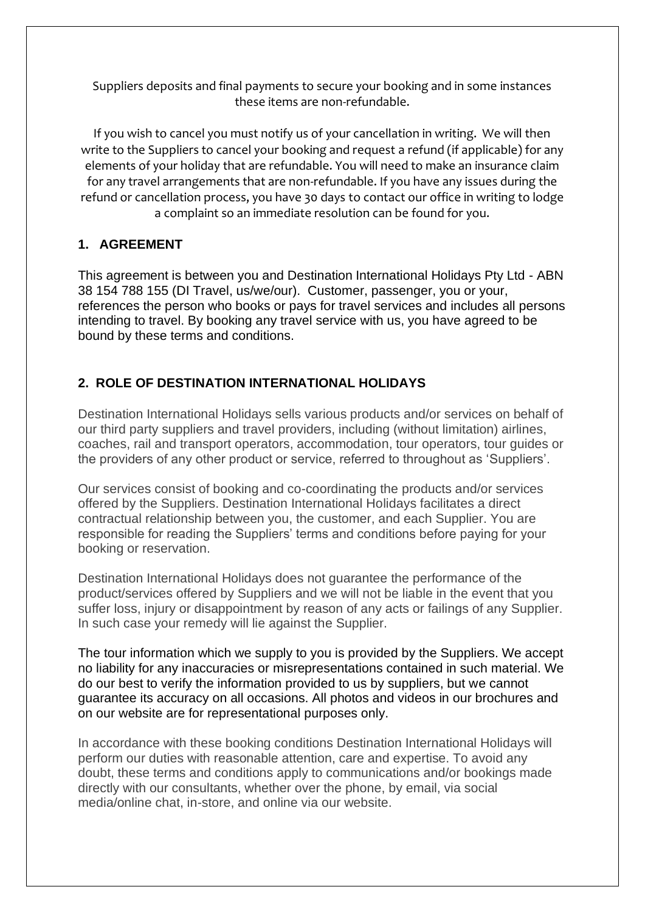Suppliers deposits and final payments to secure your booking and in some instances these items are non-refundable.

If you wish to cancel you must notify us of your cancellation in writing. We will then write to the Suppliers to cancel your booking and request a refund (if applicable) for any elements of your holiday that are refundable. You will need to make an insurance claim for any travel arrangements that are non-refundable. If you have any issues during the refund or cancellation process, you have 30 days to contact our office in writing to lodge a complaint so an immediate resolution can be found for you.

## 1. AGREEMENT

This agreement is between you and Destination International Holidays Pty Ltd - ABN 38 154 788 155 (DI Travel, us/we/our). Customer, passenger, you or your, references the person who books or pays for travel services and includes all persons intending to travel. By booking any travel service with us, you have agreed to be bound by these terms and conditions.

## 2. ROLE OF DESTINATION INTERNATIONAL HOLIDAYS

Destination International Holidays sells various products and/or services on behalf of our third party suppliers and travel providers, including (without limitation) airlines, coaches, rail and transport operators, accommodation, tour operators, tour guides or the providers of any other product or service, referred to throughout as 'Suppliers'.

Our services consist of booking and co-coordinating the products and/or services offered by the Suppliers. Destination International Holidays facilitates a direct contractual relationship between you, the customer, and each Supplier. You are responsible for reading the Suppliers' terms and conditions before paying for your booking or reservation.

Destination International Holidays does not guarantee the performance of the product/services offered by Suppliers and we will not be liable in the event that you suffer loss, injury or disappointment by reason of any acts or failings of any Supplier. In such case your remedy will lie against the Supplier.

The tour information which we supply to you is provided by the Suppliers. We accept no liability for any inaccuracies or misrepresentations contained in such material. We do our best to verify the information provided to us by suppliers, but we cannot guarantee its accuracy on all occasions. All photos and videos in our brochures and on our website are for representational purposes only.

In accordance with these booking conditions Destination International Holidays will perform our duties with reasonable attention, care and expertise. To avoid any doubt, these terms and conditions apply to communications and/or bookings made directly with our consultants, whether over the phone, by email, via social media/online chat, in-store, and online via our website.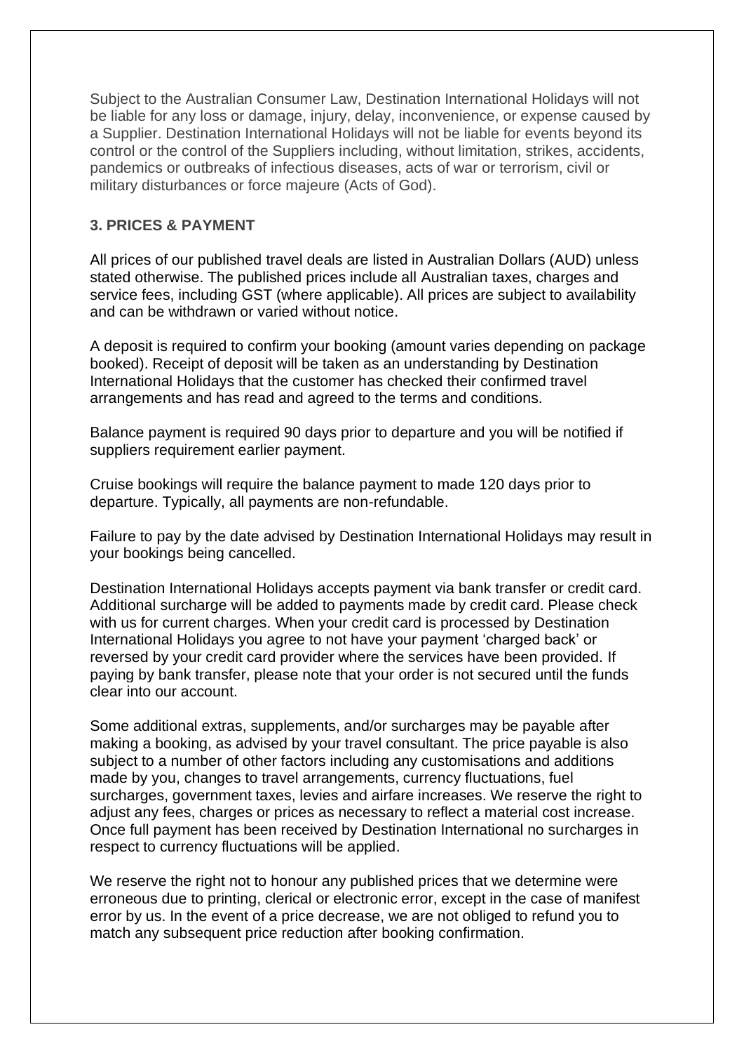Subject to the Australian Consumer Law, Destination International Holidays will not be liable for any loss or damage, injury, delay, inconvenience, or expense caused by a Supplier. Destination International Holidays will not be liable for events beyond its control or the control of the Suppliers including, without limitation, strikes, accidents, pandemics or outbreaks of infectious diseases, acts of war or terrorism, civil or military disturbances or force majeure (Acts of God).

### 3. PRICES & PAYMENT

All prices of our published travel deals are listed in Australian Dollars (AUD) unless stated otherwise. The published prices include all Australian taxes, charges and service fees, including GST (where applicable). All prices are subject to availability and can be withdrawn or varied without notice.

A deposit is required to confirm your booking (amount varies depending on package booked). Receipt of deposit will be taken as an understanding by Destination International Holidays that the customer has checked their confirmed travel arrangements and has read and agreed to the terms and conditions.

Balance payment is required 90 days prior to departure and you will be notified if suppliers requirement earlier payment.

Cruise bookings will require the balance payment to made 120 days prior to departure. Typically, all payments are non-refundable.

Failure to pay by the date advised by Destination International Holidays may result in your bookings being cancelled.

Destination International Holidays accepts payment via bank transfer or credit card. Additional surcharge will be added to payments made by credit card. Please check with us for current charges. When your credit card is processed by Destination International Holidays you agree to not have your payment 'charged back' or reversed by your credit card provider where the services have been provided. If paying by bank transfer, please note that your order is not secured until the funds clear into our account.

Some additional extras, supplements, and/or surcharges may be payable after making a booking, as advised by your travel consultant. The price payable is also subject to a number of other factors including any customisations and additions made by you, changes to travel arrangements, currency fluctuations, fuel surcharges, government taxes, levies and airfare increases. We reserve the right to adjust any fees, charges or prices as necessary to reflect a material cost increase. Once full payment has been received by Destination International no surcharges in respect to currency fluctuations will be applied.

We reserve the right not to honour any published prices that we determine were erroneous due to printing, clerical or electronic error, except in the case of manifest error by us. In the event of a price decrease, we are not obliged to refund you to match any subsequent price reduction after booking confirmation.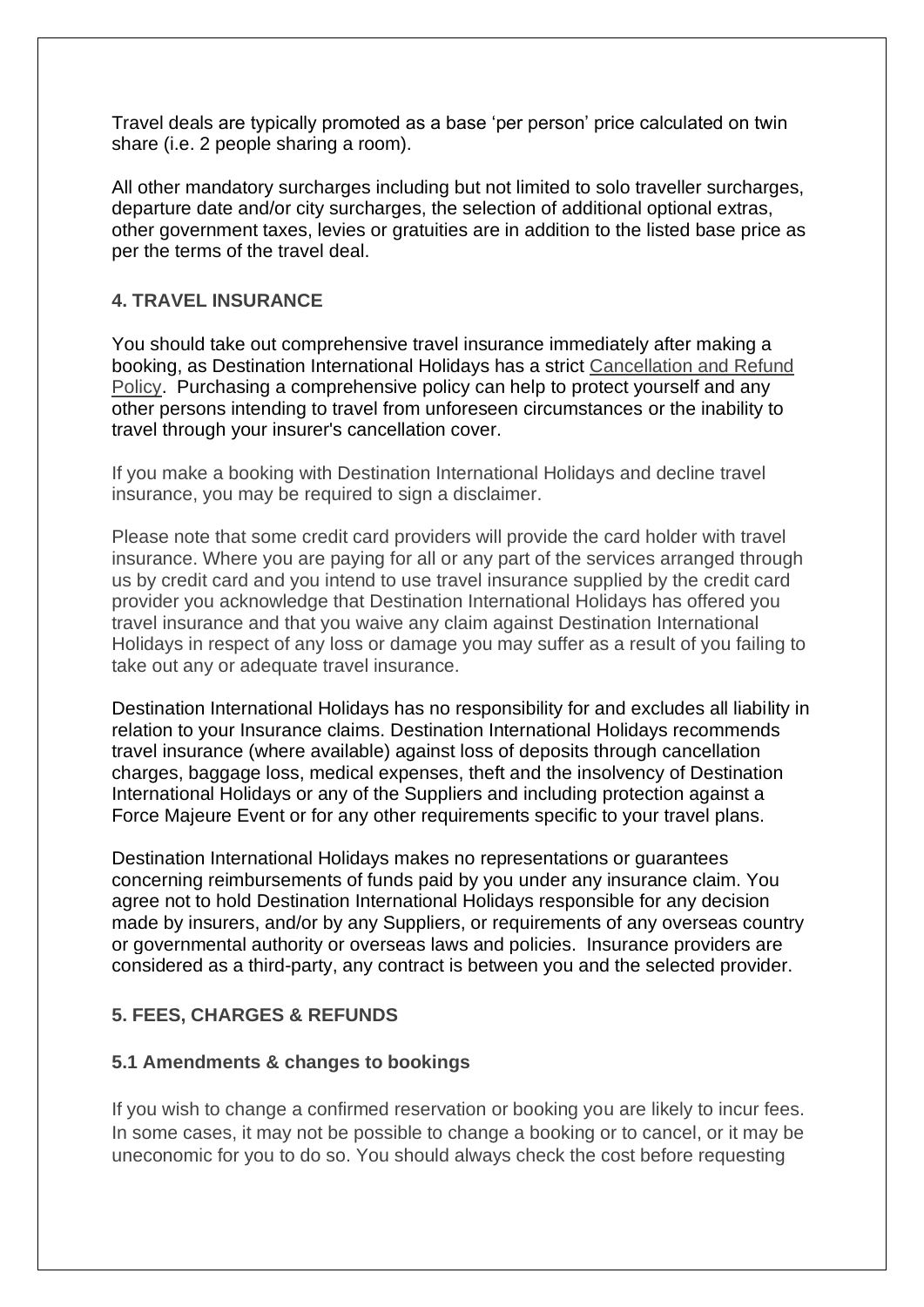Travel deals are typically promoted as a base ‘per person’ price calculated on twin share (i.e. 2 people sharing a room).

All other mandatory surcharges including but not limited to solo traveller surcharges, departure date and/or city surcharges, the selection of additional optional extras, other government taxes, levies or gratuities are in addition to the listed base price as per the terms of the travel deal.

### 4. TRAVEL INSURANCE

You should take out comprehensive travel insurance immediately after making a booking, as Destination International Holidays has a strict Cancellation and Refund Policy. Purchasing a comprehensive policy can help to protect yourself and any other persons intending to travel from unforeseen circumstances or the inability to travel through your insurer's cancellation cover.

If you make a booking with Destination International Holidays and decline travel insurance, you may be required to sign a disclaimer.

Please note that some credit card providers will provide the card holder with travel insurance. Where you are paying for all or any part of the services arranged through us by credit card and you intend to use travel insurance supplied by the credit card provider you acknowledge that Destination International Holidays has offered you travel insurance and that you waive any claim against Destination International Holidays in respect of any loss or damage you may suffer as a result of you failing to take out any or adequate travel insurance.

Destination International Holidays has no responsibility for and excludes all liability in relation to your Insurance claims. Destination International Holidays recommends travel insurance (where available) against loss of deposits through cancellation charges, baggage loss, medical expenses, theft and the insolvency of Destination International Holidays or any of the Suppliers and including protection against a Force Majeure Event or for any other requirements specific to your travel plans.

Destination International Holidays makes no representations or guarantees concerning reimbursements of funds paid by you under any insurance claim. You agree not to hold Destination International Holidays responsible for any decision made by insurers, and/or by any Suppliers, or requirements of any overseas country or governmental authority or overseas laws and policies. Insurance providers are considered as a third-party, any contract is between you and the selected provider.

### 5. FEES, CHARGES & REFUNDS

#### 5.1 Amendments & changes to bookings

If you wish to change a confirmed reservation or booking you are likely to incur fees. In some cases, it may not be possible to change a booking or to cancel, or it may be uneconomic for you to do so. You should always check the cost before requesting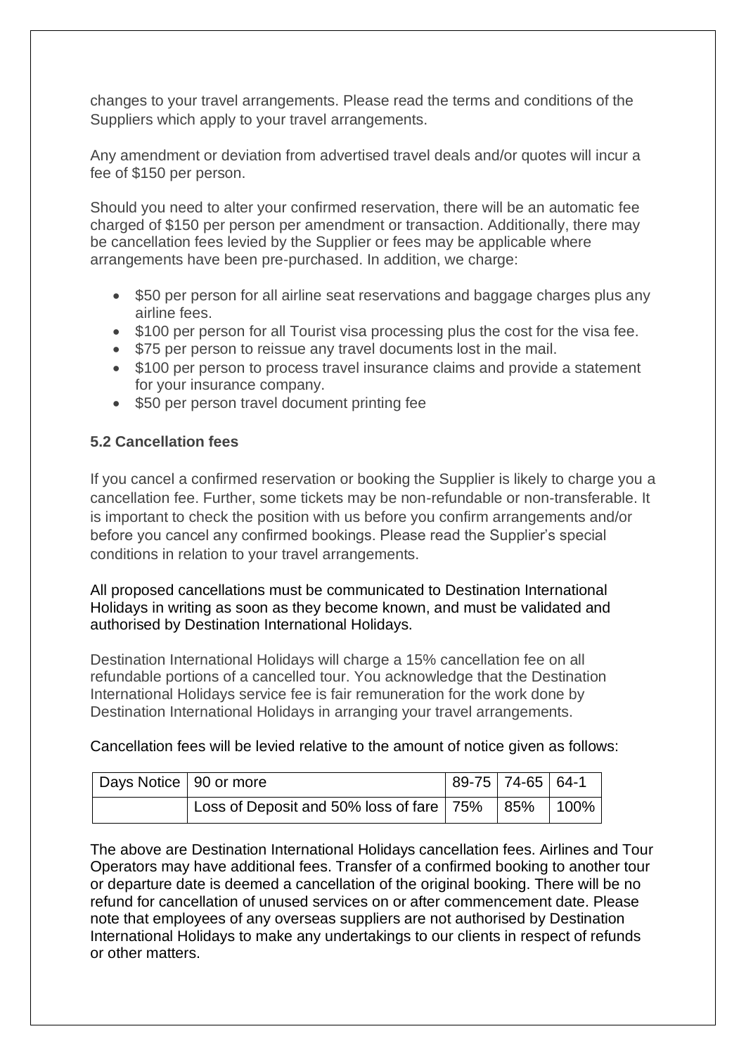changes to your travel arrangements. Please read the terms and conditions of the Suppliers which apply to your travel arrangements.

Any amendment or deviation from advertised travel deals and/or quotes will incur a fee of $150 per person.

Should you need to alter your confirmed reservation, there will be an automatic fee charged of $150 per person per amendment or transaction. Additionally, there may be cancellation fees levied by the Supplier or fees may be applicable where arrangements have been pre-purchased. In addition, we charge:

- $50 per person for all airline seat reservations and baggage charges plus any airline fees.
- $100 per person for all Tourist visa processing plus the cost for the visa fee.
- $75 per person to reissue any travel documents lost in the mail.
- $100 per person to process travel insurance claims and provide a statement for your insurance company.
- $50 per person travel document printing fee

### 5.2 Cancellation fees

If you cancel a confirmed reservation or booking the Supplier is likely to charge you a cancellation fee. Further, some tickets may be non-refundable or non-transferable. It is important to check the position with us before you confirm arrangements and/or before you cancel any confirmed bookings. Please read the Supplier's special conditions in relation to your travel arrangements.

All proposed cancellations must be communicated to Destination International Holidays in writing as soon as they become known, and must be validated and authorised by Destination International Holidays.

Destination International Holidays will charge a 15% cancellation fee on all refundable portions of a cancelled tour. You acknowledge that the Destination International Holidays service fee is fair remuneration for the work done by Destination International Holidays in arranging your travel arrangements.

Cancellation fees will be levied relative to the amount of notice given as follows:

| Days Notice | 90 or more | 89-75 | 74-65 | 64-1 |
|---|---|---|---|---|
| | Loss of Deposit and 50% loss of fare | 75% | 85% | 100% |

The above are Destination International Holidays cancellation fees. Airlines and Tour Operators may have additional fees. Transfer of a confirmed booking to another tour or departure date is deemed a cancellation of the original booking. There will be no refund for cancellation of unused services on or after commencement date. Please note that employees of any overseas suppliers are not authorised by Destination International Holidays to make any undertakings to our clients in respect of refunds or other matters.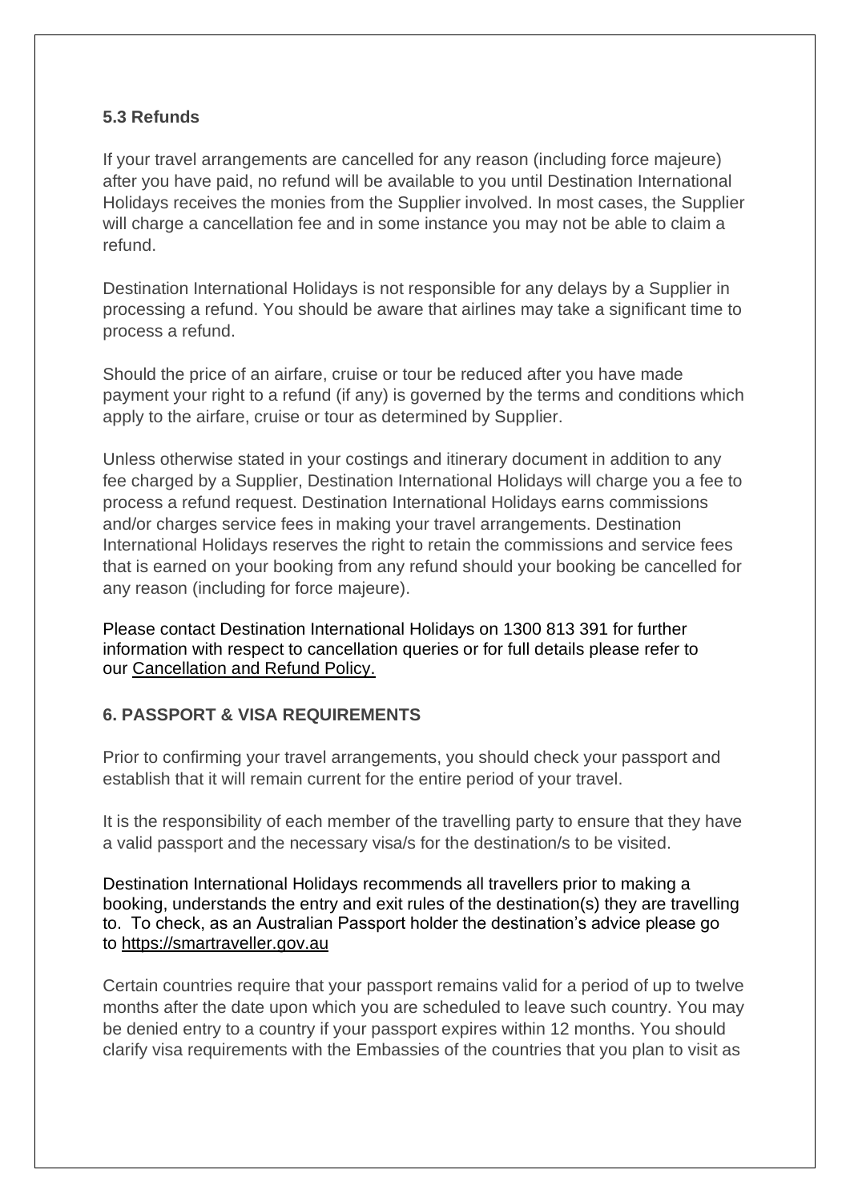### 5.3 Refunds

If your travel arrangements are cancelled for any reason (including force majeure) after you have paid, no refund will be available to you until Destination International Holidays receives the monies from the Supplier involved. In most cases, the Supplier will charge a cancellation fee and in some instance you may not be able to claim a refund.

Destination International Holidays is not responsible for any delays by a Supplier in processing a refund. You should be aware that airlines may take a significant time to process a refund.

Should the price of an airfare, cruise or tour be reduced after you have made payment your right to a refund (if any) is governed by the terms and conditions which apply to the airfare, cruise or tour as determined by Supplier.

Unless otherwise stated in your costings and itinerary document in addition to any fee charged by a Supplier, Destination International Holidays will charge you a fee to process a refund request. Destination International Holidays earns commissions and/or charges service fees in making your travel arrangements. Destination International Holidays reserves the right to retain the commissions and service fees that is earned on your booking from any refund should your booking be cancelled for any reason (including for force majeure).

Please contact Destination International Holidays on 1300 813 391 for further information with respect to cancellation queries or for full details please refer to our Cancellation and Refund Policy.

### 6. PASSPORT & VISA REQUIREMENTS

Prior to confirming your travel arrangements, you should check your passport and establish that it will remain current for the entire period of your travel.

It is the responsibility of each member of the travelling party to ensure that they have a valid passport and the necessary visa/s for the destination/s to be visited.

Destination International Holidays recommends all travellers prior to making a booking, understands the entry and exit rules of the destination(s) they are travelling to. To check, as an Australian Passport holder the destination's advice please go to https://smartraveller.gov.au

Certain countries require that your passport remains valid for a period of up to twelve months after the date upon which you are scheduled to leave such country. You may be denied entry to a country if your passport expires within 12 months. You should clarify visa requirements with the Embassies of the countries that you plan to visit as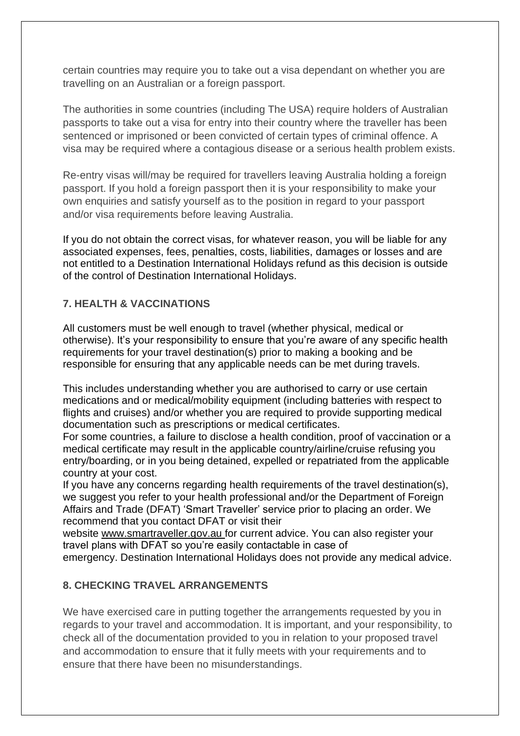certain countries may require you to take out a visa dependant on whether you are travelling on an Australian or a foreign passport.

The authorities in some countries (including The USA) require holders of Australian passports to take out a visa for entry into their country where the traveller has been sentenced or imprisoned or been convicted of certain types of criminal offence. A visa may be required where a contagious disease or a serious health problem exists.

Re-entry visas will/may be required for travellers leaving Australia holding a foreign passport. If you hold a foreign passport then it is your responsibility to make your own enquiries and satisfy yourself as to the position in regard to your passport and/or visa requirements before leaving Australia.

If you do not obtain the correct visas, for whatever reason, you will be liable for any associated expenses, fees, penalties, costs, liabilities, damages or losses and are not entitled to a Destination International Holidays refund as this decision is outside of the control of Destination International Holidays.

### 7. HEALTH & VACCINATIONS

All customers must be well enough to travel (whether physical, medical or otherwise). It's your responsibility to ensure that you're aware of any specific health requirements for your travel destination(s) prior to making a booking and be responsible for ensuring that any applicable needs can be met during travels.

This includes understanding whether you are authorised to carry or use certain medications and or medical/mobility equipment (including batteries with respect to flights and cruises) and/or whether you are required to provide supporting medical documentation such as prescriptions or medical certificates.
For some countries, a failure to disclose a health condition, proof of vaccination or a medical certificate may result in the applicable country/airline/cruise refusing you entry/boarding, or in you being detained, expelled or repatriated from the applicable country at your cost.
If you have any concerns regarding health requirements of the travel destination(s), we suggest you refer to your health professional and/or the Department of Foreign Affairs and Trade (DFAT) 'Smart Traveller' service prior to placing an order. We recommend that you contact DFAT or visit their website www.smartraveller.gov.au for current advice. You can also register your travel plans with DFAT so you're easily contactable in case of emergency. Destination International Holidays does not provide any medical advice.

### 8. CHECKING TRAVEL ARRANGEMENTS

We have exercised care in putting together the arrangements requested by you in regards to your travel and accommodation. It is important, and your responsibility, to check all of the documentation provided to you in relation to your proposed travel and accommodation to ensure that it fully meets with your requirements and to ensure that there have been no misunderstandings.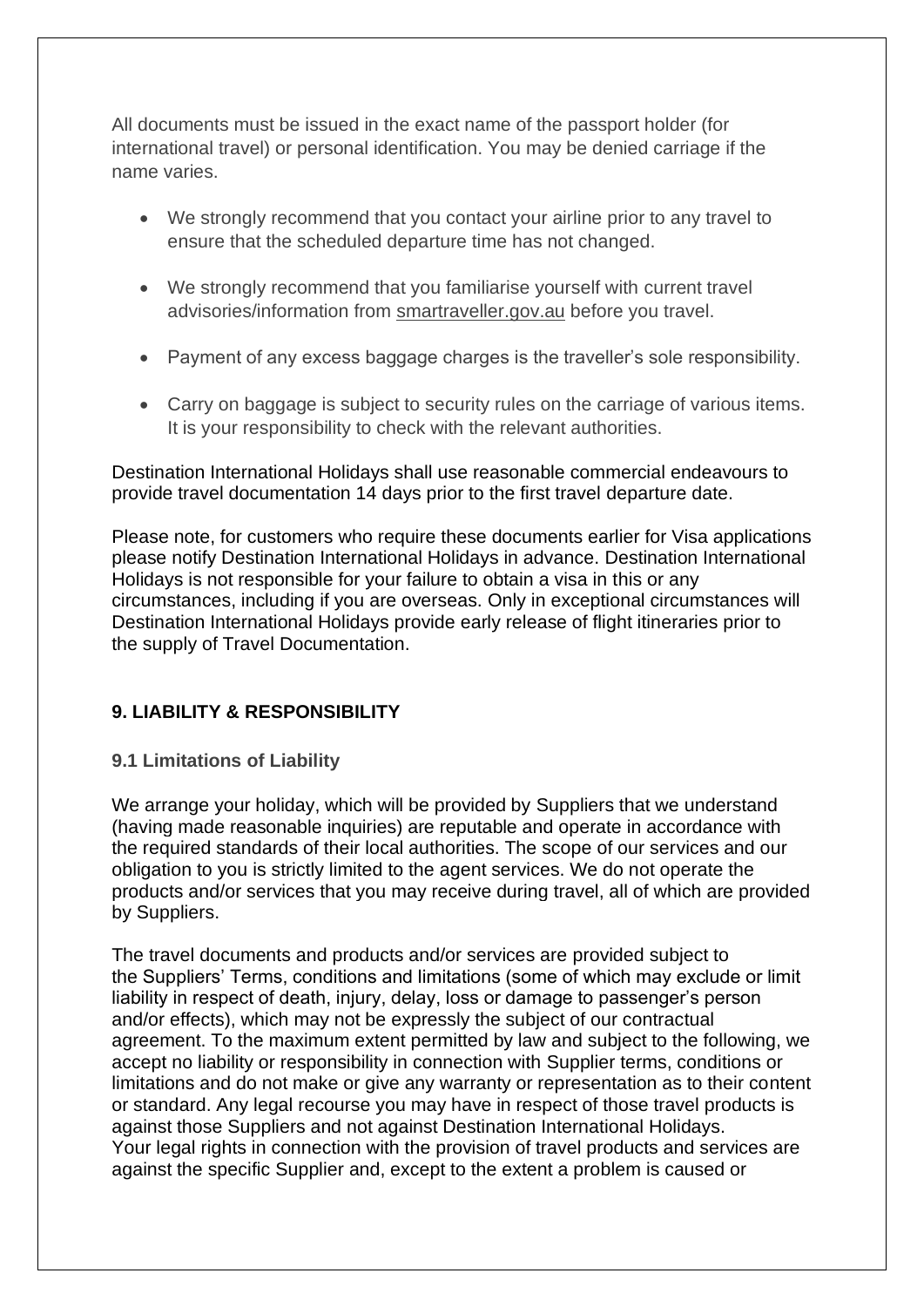All documents must be issued in the exact name of the passport holder (for international travel) or personal identification. You may be denied carriage if the name varies.

- We strongly recommend that you contact your airline prior to any travel to ensure that the scheduled departure time has not changed.
- We strongly recommend that you familiarise yourself with current travel advisories/information from smartraveller.gov.au before you travel.
- Payment of any excess baggage charges is the traveller's sole responsibility.
- Carry on baggage is subject to security rules on the carriage of various items. It is your responsibility to check with the relevant authorities.

Destination International Holidays shall use reasonable commercial endeavours to provide travel documentation 14 days prior to the first travel departure date.

Please note, for customers who require these documents earlier for Visa applications please notify Destination International Holidays in advance. Destination International Holidays is not responsible for your failure to obtain a visa in this or any circumstances, including if you are overseas. Only in exceptional circumstances will Destination International Holidays provide early release of flight itineraries prior to the supply of Travel Documentation.

## 9. LIABILITY & RESPONSIBILITY

### 9.1 Limitations of Liability

We arrange your holiday, which will be provided by Suppliers that we understand (having made reasonable inquiries) are reputable and operate in accordance with the required standards of their local authorities. The scope of our services and our obligation to you is strictly limited to the agent services. We do not operate the products and/or services that you may receive during travel, all of which are provided by Suppliers.

The travel documents and products and/or services are provided subject to the Suppliers' Terms, conditions and limitations (some of which may exclude or limit liability in respect of death, injury, delay, loss or damage to passenger's person and/or effects), which may not be expressly the subject of our contractual agreement. To the maximum extent permitted by law and subject to the following, we accept no liability or responsibility in connection with Supplier terms, conditions or limitations and do not make or give any warranty or representation as to their content or standard. Any legal recourse you may have in respect of those travel products is against those Suppliers and not against Destination International Holidays.
Your legal rights in connection with the provision of travel products and services are against the specific Supplier and, except to the extent a problem is caused or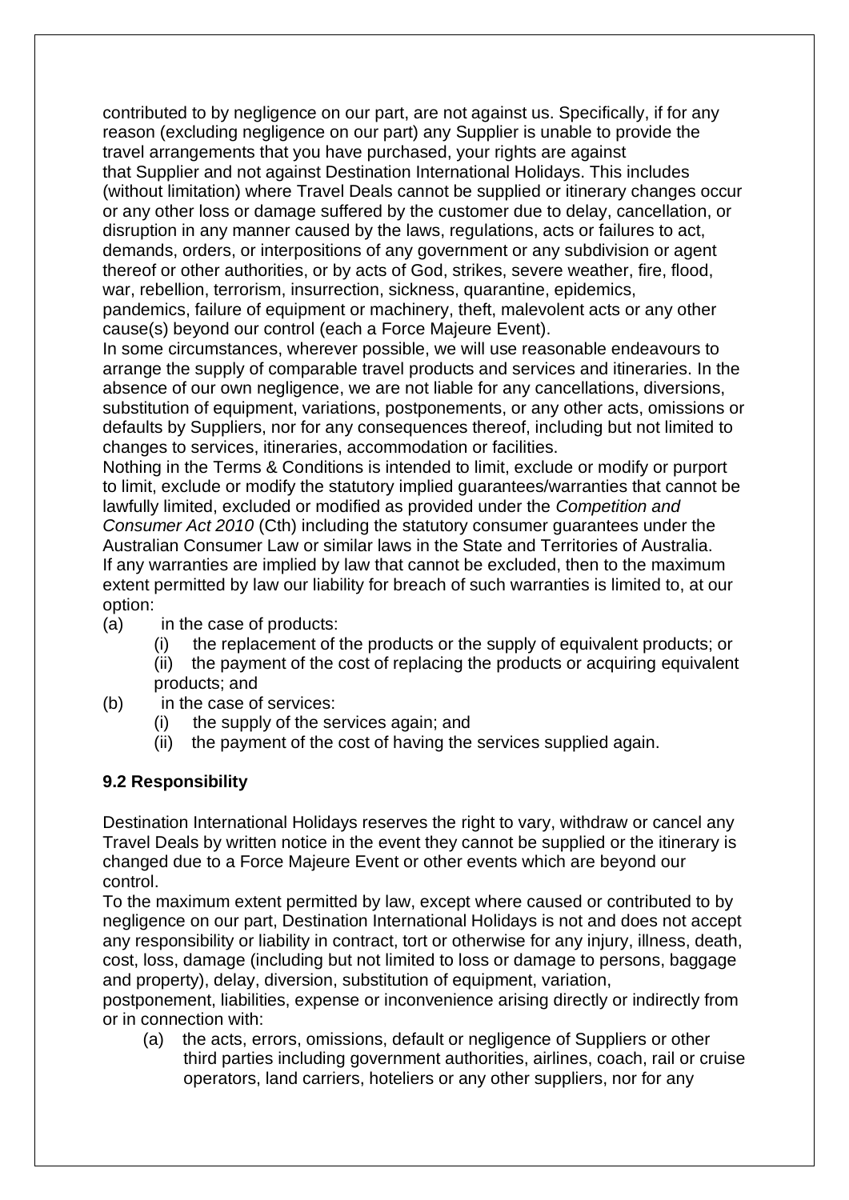contributed to by negligence on our part, are not against us. Specifically, if for any reason (excluding negligence on our part) any Supplier is unable to provide the travel arrangements that you have purchased, your rights are against that Supplier and not against Destination International Holidays. This includes (without limitation) where Travel Deals cannot be supplied or itinerary changes occur or any other loss or damage suffered by the customer due to delay, cancellation, or disruption in any manner caused by the laws, regulations, acts or failures to act, demands, orders, or interpositions of any government or any subdivision or agent thereof or other authorities, or by acts of God, strikes, severe weather, fire, flood, war, rebellion, terrorism, insurrection, sickness, quarantine, epidemics, pandemics, failure of equipment or machinery, theft, malevolent acts or any other cause(s) beyond our control (each a Force Majeure Event).

In some circumstances, wherever possible, we will use reasonable endeavours to arrange the supply of comparable travel products and services and itineraries. In the absence of our own negligence, we are not liable for any cancellations, diversions, substitution of equipment, variations, postponements, or any other acts, omissions or defaults by Suppliers, nor for any consequences thereof, including but not limited to changes to services, itineraries, accommodation or facilities.

Nothing in the Terms & Conditions is intended to limit, exclude or modify or purport to limit, exclude or modify the statutory implied guarantees/warranties that cannot be lawfully limited, excluded or modified as provided under the *Competition and Consumer Act 2010* (Cth) including the statutory consumer guarantees under the Australian Consumer Law or similar laws in the State and Territories of Australia.

If any warranties are implied by law that cannot be excluded, then to the maximum extent permitted by law our liability for breach of such warranties is limited to, at our option:

(a) in the case of products:
  (i) the replacement of the products or the supply of equivalent products; or
  (ii) the payment of the cost of replacing the products or acquiring equivalent products; and

(b) in the case of services:
  (i) the supply of the services again; and
  (ii) the payment of the cost of having the services supplied again.

**9.2 Responsibility**

Destination International Holidays reserves the right to vary, withdraw or cancel any Travel Deals by written notice in the event they cannot be supplied or the itinerary is changed due to a Force Majeure Event or other events which are beyond our control.

To the maximum extent permitted by law, except where caused or contributed to by negligence on our part, Destination International Holidays is not and does not accept any responsibility or liability in contract, tort or otherwise for any injury, illness, death, cost, loss, damage (including but not limited to loss or damage to persons, baggage and property), delay, diversion, substitution of equipment, variation, postponement, liabilities, expense or inconvenience arising directly or indirectly from or in connection with:

(a) the acts, errors, omissions, default or negligence of Suppliers or other third parties including government authorities, airlines, coach, rail or cruise operators, land carriers, hoteliers or any other suppliers, nor for any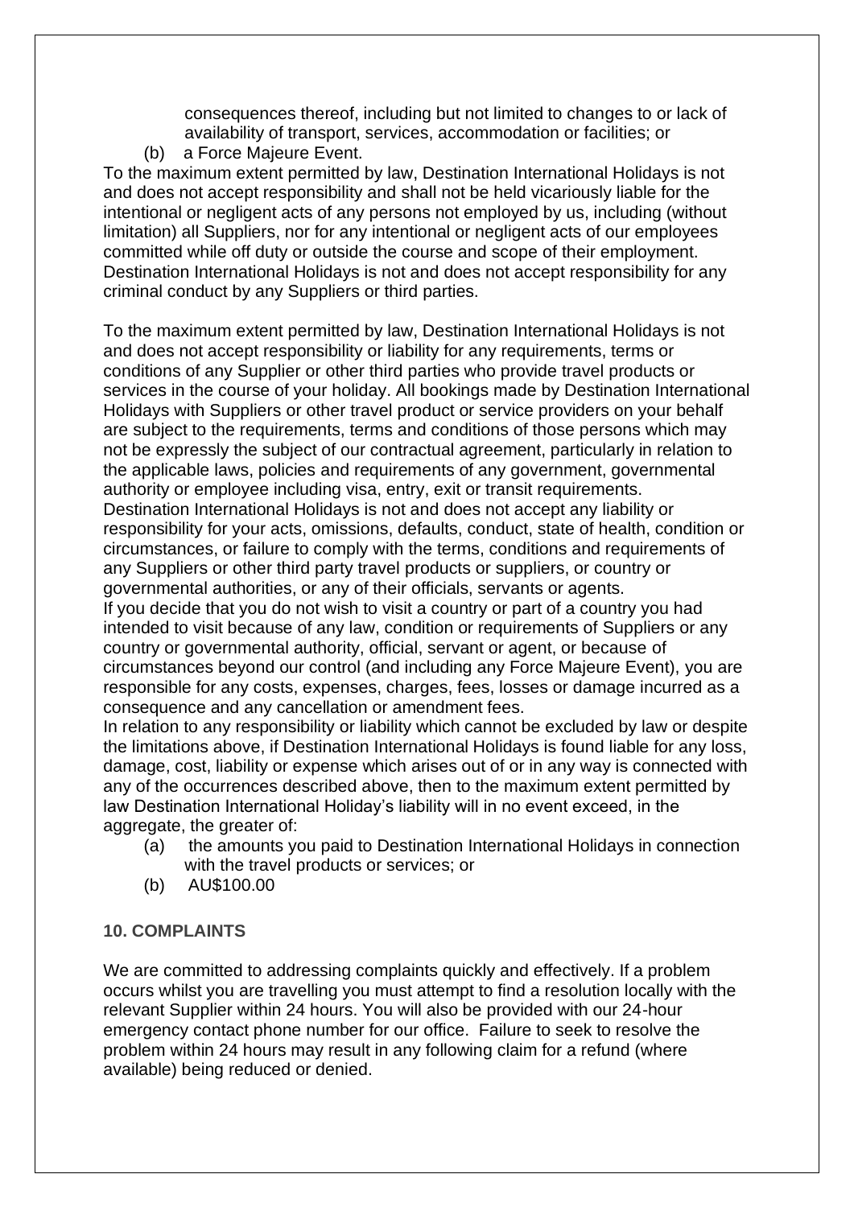consequences thereof, including but not limited to changes to or lack of availability of transport, services, accommodation or facilities; or

(b) a Force Majeure Event.

To the maximum extent permitted by law, Destination International Holidays is not and does not accept responsibility and shall not be held vicariously liable for the intentional or negligent acts of any persons not employed by us, including (without limitation) all Suppliers, nor for any intentional or negligent acts of our employees committed while off duty or outside the course and scope of their employment. Destination International Holidays is not and does not accept responsibility for any criminal conduct by any Suppliers or third parties.

To the maximum extent permitted by law, Destination International Holidays is not and does not accept responsibility or liability for any requirements, terms or conditions of any Supplier or other third parties who provide travel products or services in the course of your holiday. All bookings made by Destination International Holidays with Suppliers or other travel product or service providers on your behalf are subject to the requirements, terms and conditions of those persons which may not be expressly the subject of our contractual agreement, particularly in relation to the applicable laws, policies and requirements of any government, governmental authority or employee including visa, entry, exit or transit requirements.

Destination International Holidays is not and does not accept any liability or responsibility for your acts, omissions, defaults, conduct, state of health, condition or circumstances, or failure to comply with the terms, conditions and requirements of any Suppliers or other third party travel products or suppliers, or country or governmental authorities, or any of their officials, servants or agents.

If you decide that you do not wish to visit a country or part of a country you had intended to visit because of any law, condition or requirements of Suppliers or any country or governmental authority, official, servant or agent, or because of circumstances beyond our control (and including any Force Majeure Event), you are responsible for any costs, expenses, charges, fees, losses or damage incurred as a consequence and any cancellation or amendment fees.

In relation to any responsibility or liability which cannot be excluded by law or despite the limitations above, if Destination International Holidays is found liable for any loss, damage, cost, liability or expense which arises out of or in any way is connected with any of the occurrences described above, then to the maximum extent permitted by law Destination International Holiday's liability will in no event exceed, in the aggregate, the greater of:

(a) the amounts you paid to Destination International Holidays in connection with the travel products or services; or

(b) AU$100.00

#### 10. COMPLAINTS

We are committed to addressing complaints quickly and effectively. If a problem occurs whilst you are travelling you must attempt to find a resolution locally with the relevant Supplier within 24 hours. You will also be provided with our 24-hour emergency contact phone number for our office. Failure to seek to resolve the problem within 24 hours may result in any following claim for a refund (where available) being reduced or denied.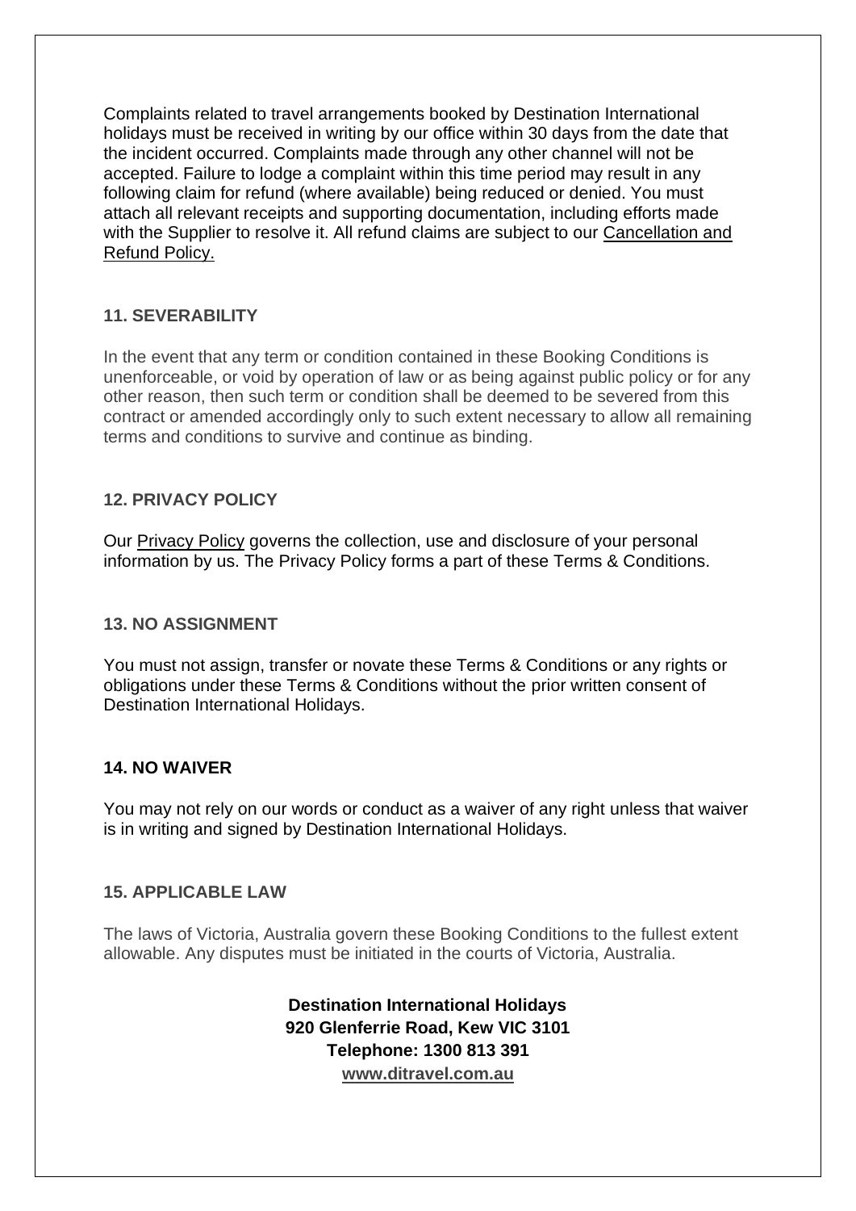Complaints related to travel arrangements booked by Destination International holidays must be received in writing by our office within 30 days from the date that the incident occurred. Complaints made through any other channel will not be accepted. Failure to lodge a complaint within this time period may result in any following claim for refund (where available) being reduced or denied. You must attach all relevant receipts and supporting documentation, including efforts made with the Supplier to resolve it. All refund claims are subject to our Cancellation and Refund Policy.

### 11. SEVERABILITY

In the event that any term or condition contained in these Booking Conditions is unenforceable, or void by operation of law or as being against public policy or for any other reason, then such term or condition shall be deemed to be severed from this contract or amended accordingly only to such extent necessary to allow all remaining terms and conditions to survive and continue as binding.

### 12. PRIVACY POLICY

Our Privacy Policy governs the collection, use and disclosure of your personal information by us. The Privacy Policy forms a part of these Terms & Conditions.

### 13. NO ASSIGNMENT

You must not assign, transfer or novate these Terms & Conditions or any rights or obligations under these Terms & Conditions without the prior written consent of Destination International Holidays.

### 14. NO WAIVER

You may not rely on our words or conduct as a waiver of any right unless that waiver is in writing and signed by Destination International Holidays.

### 15. APPLICABLE LAW

The laws of Victoria, Australia govern these Booking Conditions to the fullest extent allowable. Any disputes must be initiated in the courts of Victoria, Australia.

**Destination International Holidays**
**920 Glenferrie Road, Kew VIC 3101**
**Telephone: 1300 813 391**
**www.ditravel.com.au**